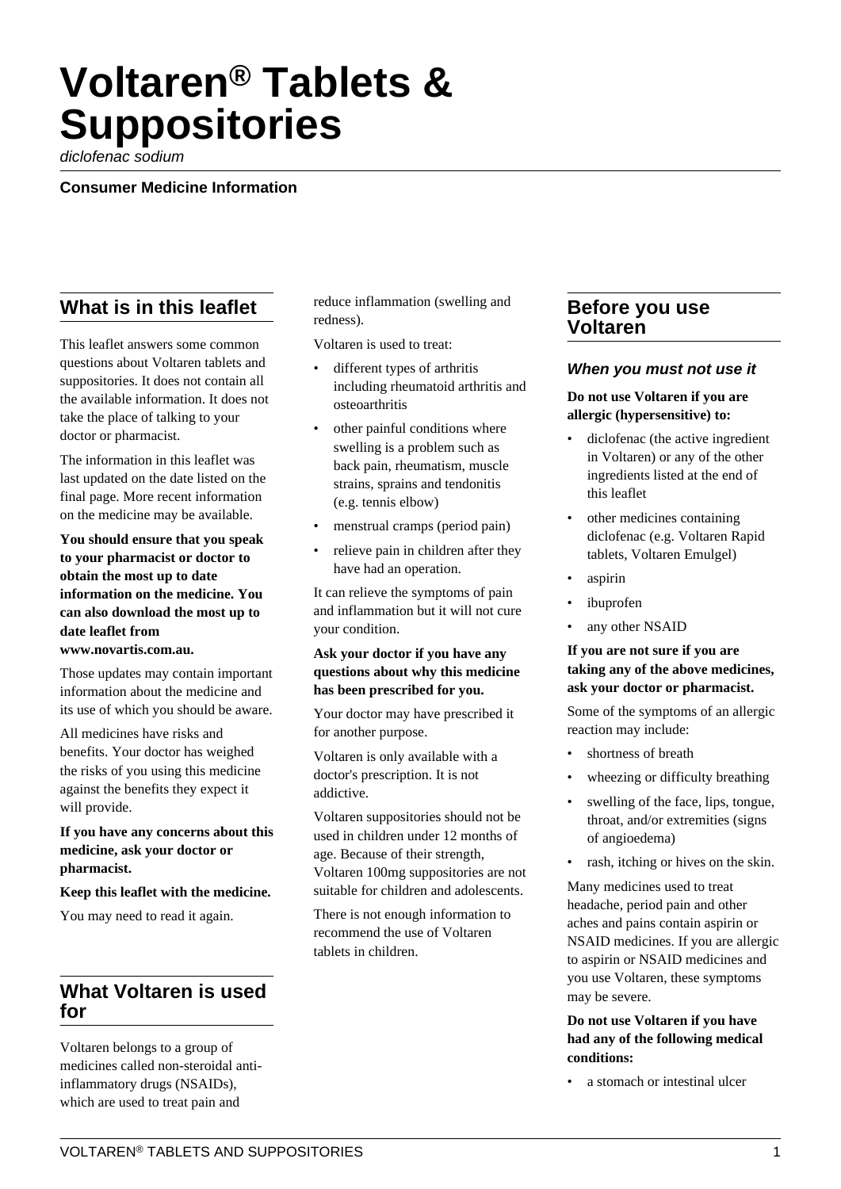# Voltaren® Tablets & Suppositories

*diclofenac sodium*

**Consumer Medicine Information**

## What is in this leaflet

This leaflet answers some common questions about Voltaren tablets and suppositories. It does not contain all the available information. It does not take the place of talking to your doctor or pharmacist.

The information in this leaflet was last updated on the date listed on the final page. More recent information on the medicine may be available.

**You should ensure that you speak to your pharmacist or doctor to obtain the most up to date information on the medicine. You can also download the most up to date leaflet from www.novartis.com.au.**

Those updates may contain important information about the medicine and its use of which you should be aware.

All medicines have risks and benefits. Your doctor has weighed the risks of you using this medicine against the benefits they expect it will provide.

**If you have any concerns about this medicine, ask your doctor or pharmacist.**

**Keep this leaflet with the medicine.**

You may need to read it again.

## What Voltaren is used for

Voltaren belongs to a group of medicines called non-steroidal anti-inflammatory drugs (NSAIDs), which are used to treat pain and reduce inflammation (swelling and redness).

Voltaren is used to treat:

- different types of arthritis including rheumatoid arthritis and osteoarthritis
- other painful conditions where swelling is a problem such as back pain, rheumatism, muscle strains, sprains and tendonitis (e.g. tennis elbow)
- menstrual cramps (period pain)
- relieve pain in children after they have had an operation.

It can relieve the symptoms of pain and inflammation but it will not cure your condition.

**Ask your doctor if you have any questions about why this medicine has been prescribed for you.**

Your doctor may have prescribed it for another purpose.

Voltaren is only available with a doctor's prescription. It is not addictive.

Voltaren suppositories should not be used in children under 12 months of age. Because of their strength, Voltaren 100mg suppositories are not suitable for children and adolescents.

There is not enough information to recommend the use of Voltaren tablets in children.

## Before you use Voltaren

### *When you must not use it*

**Do not use Voltaren if you are allergic (hypersensitive) to:**

- diclofenac (the active ingredient in Voltaren) or any of the other ingredients listed at the end of this leaflet
- other medicines containing diclofenac (e.g. Voltaren Rapid tablets, Voltaren Emulgel)
- aspirin
- ibuprofen
- any other NSAID

**If you are not sure if you are taking any of the above medicines, ask your doctor or pharmacist.**

Some of the symptoms of an allergic reaction may include:

- shortness of breath
- wheezing or difficulty breathing
- swelling of the face, lips, tongue, throat, and/or extremities (signs of angioedema)
- rash, itching or hives on the skin.

Many medicines used to treat headache, period pain and other aches and pains contain aspirin or NSAID medicines. If you are allergic to aspirin or NSAID medicines and you use Voltaren, these symptoms may be severe.

**Do not use Voltaren if you have had any of the following medical conditions:**

- a stomach or intestinal ulcer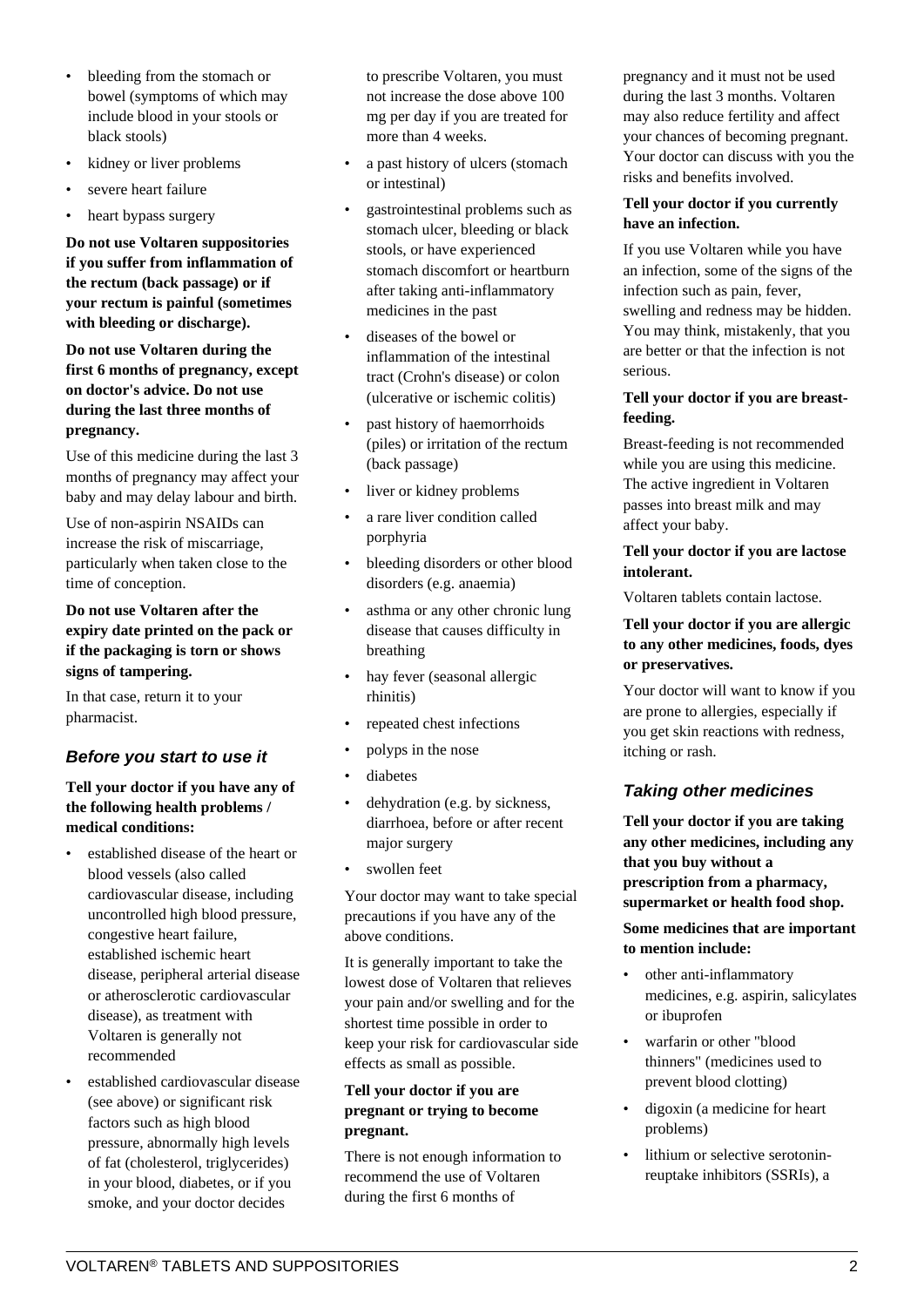- bleeding from the stomach or bowel (symptoms of which may include blood in your stools or black stools)
- kidney or liver problems
- severe heart failure
- heart bypass surgery

**Do not use Voltaren suppositories if you suffer from inflammation of the rectum (back passage) or if your rectum is painful (sometimes with bleeding or discharge).**

**Do not use Voltaren during the first 6 months of pregnancy, except on doctor's advice. Do not use during the last three months of pregnancy.**

Use of this medicine during the last 3 months of pregnancy may affect your baby and may delay labour and birth.

Use of non-aspirin NSAIDs can increase the risk of miscarriage, particularly when taken close to the time of conception.

**Do not use Voltaren after the expiry date printed on the pack or if the packaging is torn or shows signs of tampering.**

In that case, return it to your pharmacist.

### *Before you start to use it*

**Tell your doctor if you have any of the following health problems / medical conditions:**

- established disease of the heart or blood vessels (also called cardiovascular disease, including uncontrolled high blood pressure, congestive heart failure, established ischemic heart disease, peripheral arterial disease or atherosclerotic cardiovascular disease), as treatment with Voltaren is generally not recommended
- established cardiovascular disease (see above) or significant risk factors such as high blood pressure, abnormally high levels of fat (cholesterol, triglycerides) in your blood, diabetes, or if you smoke, and your doctor decides to prescribe Voltaren, you must not increase the dose above 100 mg per day if you are treated for more than 4 weeks.
- a past history of ulcers (stomach or intestinal)
- gastrointestinal problems such as stomach ulcer, bleeding or black stools, or have experienced stomach discomfort or heartburn after taking anti-inflammatory medicines in the past
- diseases of the bowel or inflammation of the intestinal tract (Crohn's disease) or colon (ulcerative or ischemic colitis)
- past history of haemorrhoids (piles) or irritation of the rectum (back passage)
- liver or kidney problems
- a rare liver condition called porphyria
- bleeding disorders or other blood disorders (e.g. anaemia)
- asthma or any other chronic lung disease that causes difficulty in breathing
- hay fever (seasonal allergic rhinitis)
- repeated chest infections
- polyps in the nose
- diabetes
- dehydration (e.g. by sickness, diarrhoea, before or after recent major surgery
- swollen feet

Your doctor may want to take special precautions if you have any of the above conditions.

It is generally important to take the lowest dose of Voltaren that relieves your pain and/or swelling and for the shortest time possible in order to keep your risk for cardiovascular side effects as small as possible.

**Tell your doctor if you are pregnant or trying to become pregnant.**

There is not enough information to recommend the use of Voltaren during the first 6 months of pregnancy and it must not be used during the last 3 months. Voltaren may also reduce fertility and affect your chances of becoming pregnant. Your doctor can discuss with you the risks and benefits involved.

**Tell your doctor if you currently have an infection.**

If you use Voltaren while you have an infection, some of the signs of the infection such as pain, fever, swelling and redness may be hidden. You may think, mistakenly, that you are better or that the infection is not serious.

**Tell your doctor if you are breast-feeding.**

Breast-feeding is not recommended while you are using this medicine. The active ingredient in Voltaren passes into breast milk and may affect your baby.

**Tell your doctor if you are lactose intolerant.**

Voltaren tablets contain lactose.

**Tell your doctor if you are allergic to any other medicines, foods, dyes or preservatives.**

Your doctor will want to know if you are prone to allergies, especially if you get skin reactions with redness, itching or rash.

### *Taking other medicines*

**Tell your doctor if you are taking any other medicines, including any that you buy without a prescription from a pharmacy, supermarket or health food shop.**

**Some medicines that are important to mention include:**

- other anti-inflammatory medicines, e.g. aspirin, salicylates or ibuprofen
- warfarin or other "blood thinners" (medicines used to prevent blood clotting)
- digoxin (a medicine for heart problems)
- lithium or selective serotonin-reuptake inhibitors (SSRIs), a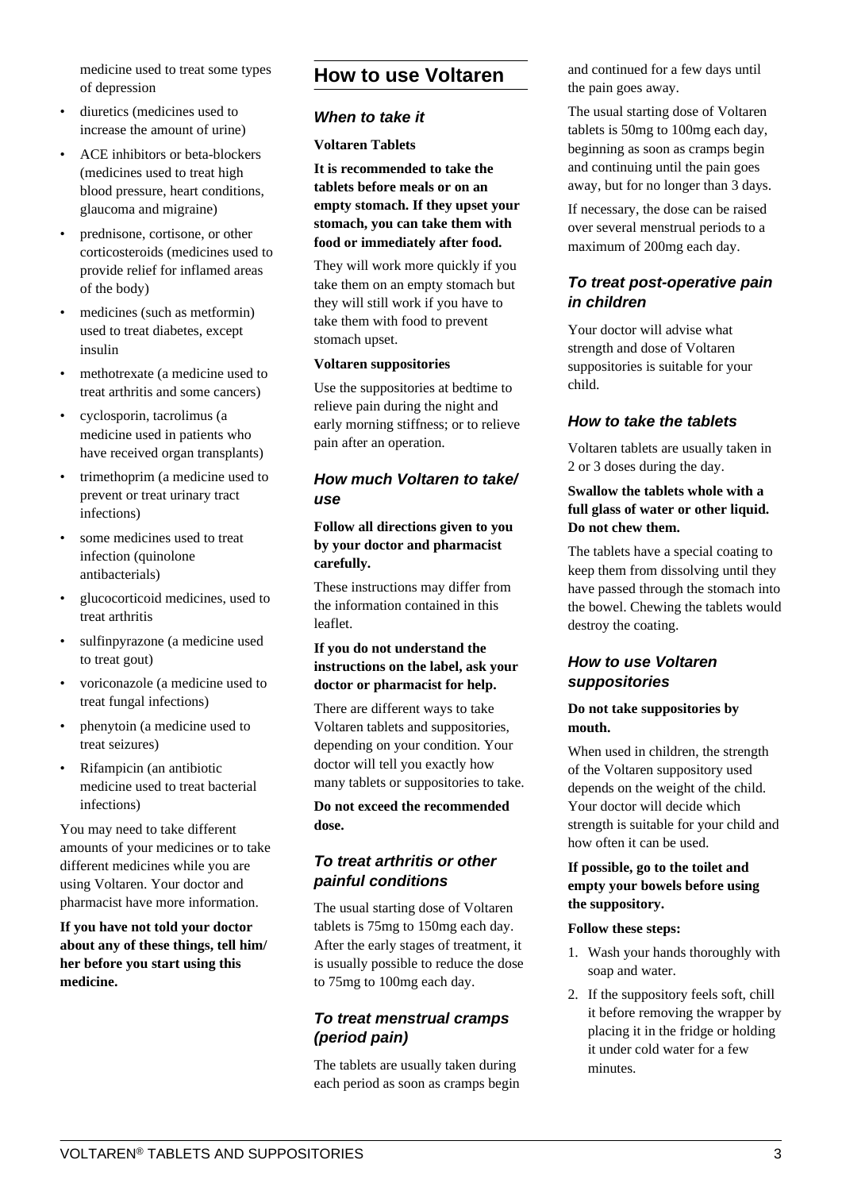medicine used to treat some types of depression

- diuretics (medicines used to increase the amount of urine)
- ACE inhibitors or beta-blockers (medicines used to treat high blood pressure, heart conditions, glaucoma and migraine)
- prednisone, cortisone, or other corticosteroids (medicines used to provide relief for inflamed areas of the body)
- medicines (such as metformin) used to treat diabetes, except insulin
- methotrexate (a medicine used to treat arthritis and some cancers)
- cyclosporin, tacrolimus (a medicine used in patients who have received organ transplants)
- trimethoprim (a medicine used to prevent or treat urinary tract infections)
- some medicines used to treat infection (quinolone antibacterials)
- glucocorticoid medicines, used to treat arthritis
- sulfinpyrazone (a medicine used to treat gout)
- voriconazole (a medicine used to treat fungal infections)
- phenytoin (a medicine used to treat seizures)
- Rifampicin (an antibiotic medicine used to treat bacterial infections)

You may need to take different amounts of your medicines or to take different medicines while you are using Voltaren. Your doctor and pharmacist have more information.

**If you have not told your doctor about any of these things, tell him/her before you start using this medicine.**

## How to use Voltaren

### *When to take it*

**Voltaren Tablets**

**It is recommended to take the tablets before meals or on an empty stomach. If they upset your stomach, you can take them with food or immediately after food.**

They will work more quickly if you take them on an empty stomach but they will still work if you have to take them with food to prevent stomach upset.

**Voltaren suppositories**

Use the suppositories at bedtime to relieve pain during the night and early morning stiffness; or to relieve pain after an operation.

### *How much Voltaren to take/use*

**Follow all directions given to you by your doctor and pharmacist carefully.**

These instructions may differ from the information contained in this leaflet.

**If you do not understand the instructions on the label, ask your doctor or pharmacist for help.**

There are different ways to take Voltaren tablets and suppositories, depending on your condition. Your doctor will tell you exactly how many tablets or suppositories to take.

**Do not exceed the recommended dose.**

### *To treat arthritis or other painful conditions*

The usual starting dose of Voltaren tablets is 75mg to 150mg each day. After the early stages of treatment, it is usually possible to reduce the dose to 75mg to 100mg each day.

### *To treat menstrual cramps (period pain)*

The tablets are usually taken during each period as soon as cramps begin and continued for a few days until the pain goes away.

The usual starting dose of Voltaren tablets is 50mg to 100mg each day, beginning as soon as cramps begin and continuing until the pain goes away, but for no longer than 3 days.

If necessary, the dose can be raised over several menstrual periods to a maximum of 200mg each day.

### *To treat post-operative pain in children*

Your doctor will advise what strength and dose of Voltaren suppositories is suitable for your child.

### *How to take the tablets*

Voltaren tablets are usually taken in 2 or 3 doses during the day.

**Swallow the tablets whole with a full glass of water or other liquid. Do not chew them.**

The tablets have a special coating to keep them from dissolving until they have passed through the stomach into the bowel. Chewing the tablets would destroy the coating.

### *How to use Voltaren suppositories*

**Do not take suppositories by mouth.**

When used in children, the strength of the Voltaren suppository used depends on the weight of the child. Your doctor will decide which strength is suitable for your child and how often it can be used.

**If possible, go to the toilet and empty your bowels before using the suppository.**

**Follow these steps:**

1. Wash your hands thoroughly with soap and water.
2. If the suppository feels soft, chill it before removing the wrapper by placing it in the fridge or holding it under cold water for a few minutes.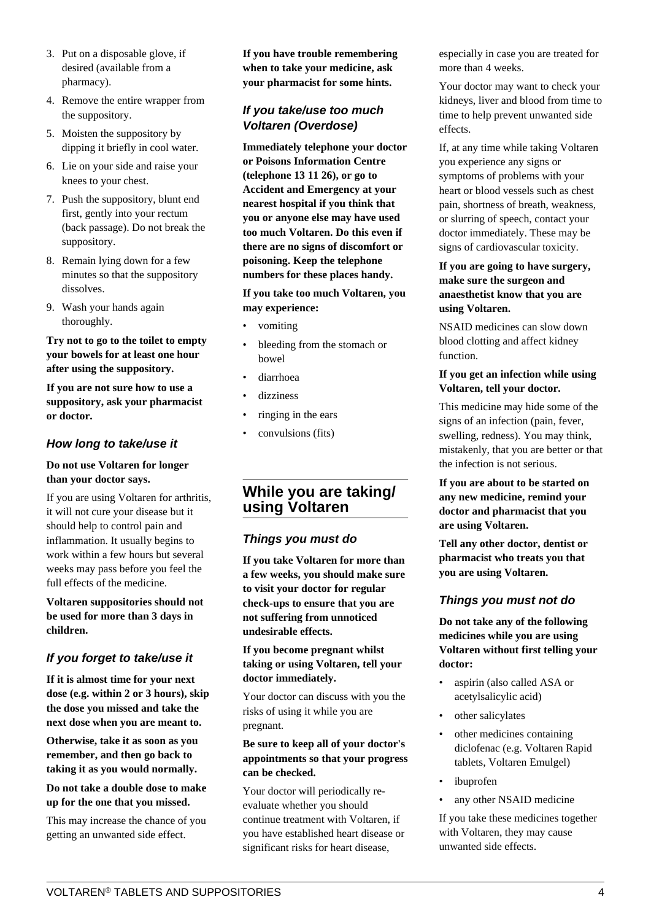3. Put on a disposable glove, if desired (available from a pharmacy).
4. Remove the entire wrapper from the suppository.
5. Moisten the suppository by dipping it briefly in cool water.
6. Lie on your side and raise your knees to your chest.
7. Push the suppository, blunt end first, gently into your rectum (back passage). Do not break the suppository.
8. Remain lying down for a few minutes so that the suppository dissolves.
9. Wash your hands again thoroughly.

**Try not to go to the toilet to empty your bowels for at least one hour after using the suppository.**

**If you are not sure how to use a suppository, ask your pharmacist or doctor.**

### *How long to take/use it*

**Do not use Voltaren for longer than your doctor says.**

If you are using Voltaren for arthritis, it will not cure your disease but it should help to control pain and inflammation. It usually begins to work within a few hours but several weeks may pass before you feel the full effects of the medicine.

**Voltaren suppositories should not be used for more than 3 days in children.**

### *If you forget to take/use it*

**If it is almost time for your next dose (e.g. within 2 or 3 hours), skip the dose you missed and take the next dose when you are meant to.**

**Otherwise, take it as soon as you remember, and then go back to taking it as you would normally.**

**Do not take a double dose to make up for the one that you missed.**

This may increase the chance of you getting an unwanted side effect.

**If you have trouble remembering when to take your medicine, ask your pharmacist for some hints.**

### *If you take/use too much Voltaren (Overdose)*

**Immediately telephone your doctor or Poisons Information Centre (telephone 13 11 26), or go to Accident and Emergency at your nearest hospital if you think that you or anyone else may have used too much Voltaren. Do this even if there are no signs of discomfort or poisoning. Keep the telephone numbers for these places handy.**

**If you take too much Voltaren, you may experience:**

- vomiting
- bleeding from the stomach or bowel
- diarrhoea
- dizziness
- ringing in the ears
- convulsions (fits)

## While you are taking/ using Voltaren

### *Things you must do*

**If you take Voltaren for more than a few weeks, you should make sure to visit your doctor for regular check-ups to ensure that you are not suffering from unnoticed undesirable effects.**

**If you become pregnant whilst taking or using Voltaren, tell your doctor immediately.**

Your doctor can discuss with you the risks of using it while you are pregnant.

**Be sure to keep all of your doctor's appointments so that your progress can be checked.**

Your doctor will periodically re-evaluate whether you should continue treatment with Voltaren, if you have established heart disease or significant risks for heart disease, especially in case you are treated for more than 4 weeks.

Your doctor may want to check your kidneys, liver and blood from time to time to help prevent unwanted side effects.

If, at any time while taking Voltaren you experience any signs or symptoms of problems with your heart or blood vessels such as chest pain, shortness of breath, weakness, or slurring of speech, contact your doctor immediately. These may be signs of cardiovascular toxicity.

**If you are going to have surgery, make sure the surgeon and anaesthetist know that you are using Voltaren.**

NSAID medicines can slow down blood clotting and affect kidney function.

**If you get an infection while using Voltaren, tell your doctor.**

This medicine may hide some of the signs of an infection (pain, fever, swelling, redness). You may think, mistakenly, that you are better or that the infection is not serious.

**If you are about to be started on any new medicine, remind your doctor and pharmacist that you are using Voltaren.**

**Tell any other doctor, dentist or pharmacist who treats you that you are using Voltaren.**

### *Things you must not do*

**Do not take any of the following medicines while you are using Voltaren without first telling your doctor:**

- aspirin (also called ASA or acetylsalicylic acid)
- other salicylates
- other medicines containing diclofenac (e.g. Voltaren Rapid tablets, Voltaren Emulgel)
- ibuprofen
- any other NSAID medicine

If you take these medicines together with Voltaren, they may cause unwanted side effects.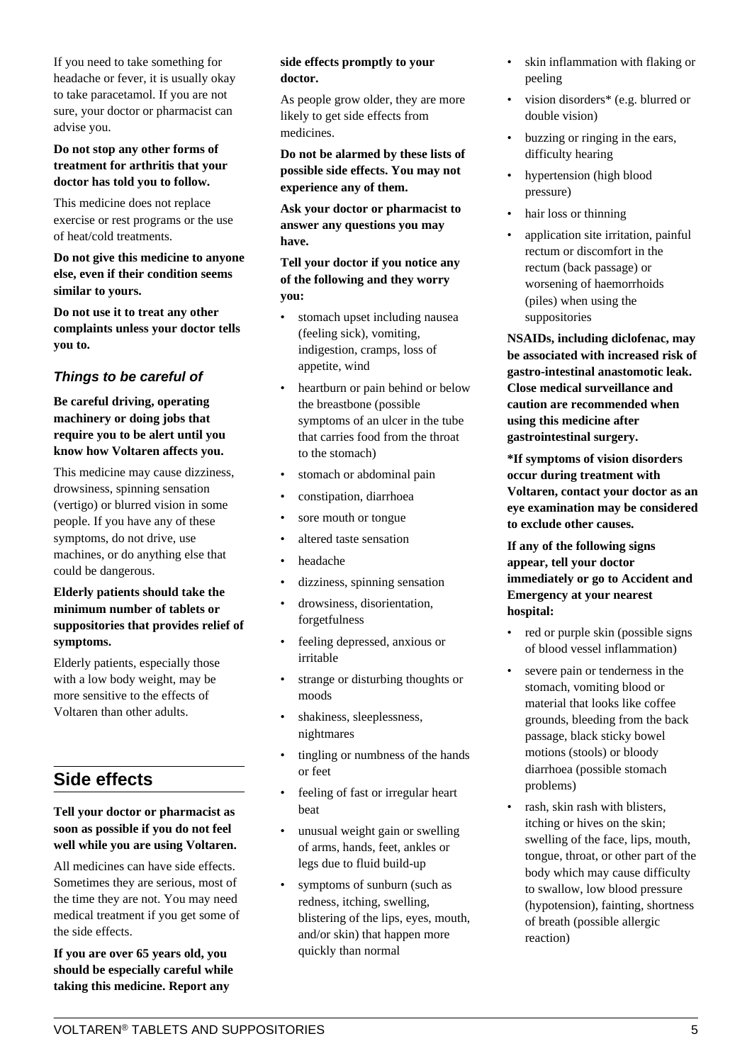If you need to take something for headache or fever, it is usually okay to take paracetamol. If you are not sure, your doctor or pharmacist can advise you.

**Do not stop any other forms of treatment for arthritis that your doctor has told you to follow.**

This medicine does not replace exercise or rest programs or the use of heat/cold treatments.

**Do not give this medicine to anyone else, even if their condition seems similar to yours.**

**Do not use it to treat any other complaints unless your doctor tells you to.**

### *Things to be careful of*

**Be careful driving, operating machinery or doing jobs that require you to be alert until you know how Voltaren affects you.**

This medicine may cause dizziness, drowsiness, spinning sensation (vertigo) or blurred vision in some people. If you have any of these symptoms, do not drive, use machines, or do anything else that could be dangerous.

**Elderly patients should take the minimum number of tablets or suppositories that provides relief of symptoms.**

Elderly patients, especially those with a low body weight, may be more sensitive to the effects of Voltaren than other adults.

## Side effects

**Tell your doctor or pharmacist as soon as possible if you do not feel well while you are using Voltaren.**

All medicines can have side effects. Sometimes they are serious, most of the time they are not. You may need medical treatment if you get some of the side effects.

**If you are over 65 years old, you should be especially careful while taking this medicine. Report any side effects promptly to your doctor.**

As people grow older, they are more likely to get side effects from medicines.

**Do not be alarmed by these lists of possible side effects. You may not experience any of them.**

**Ask your doctor or pharmacist to answer any questions you may have.**

**Tell your doctor if you notice any of the following and they worry you:**

- stomach upset including nausea (feeling sick), vomiting, indigestion, cramps, loss of appetite, wind
- heartburn or pain behind or below the breastbone (possible symptoms of an ulcer in the tube that carries food from the throat to the stomach)
- stomach or abdominal pain
- constipation, diarrhoea
- sore mouth or tongue
- altered taste sensation
- headache
- dizziness, spinning sensation
- drowsiness, disorientation, forgetfulness
- feeling depressed, anxious or irritable
- strange or disturbing thoughts or moods
- shakiness, sleeplessness, nightmares
- tingling or numbness of the hands or feet
- feeling of fast or irregular heart beat
- unusual weight gain or swelling of arms, hands, feet, ankles or legs due to fluid build-up
- symptoms of sunburn (such as redness, itching, swelling, blistering of the lips, eyes, mouth, and/or skin) that happen more quickly than normal
- skin inflammation with flaking or peeling
- vision disorders* (e.g. blurred or double vision)
- buzzing or ringing in the ears, difficulty hearing
- hypertension (high blood pressure)
- hair loss or thinning
- application site irritation, painful rectum or discomfort in the rectum (back passage) or worsening of haemorrhoids (piles) when using the suppositories

**NSAIDs, including diclofenac, may be associated with increased risk of gastro-intestinal anastomotic leak. Close medical surveillance and caution are recommended when using this medicine after gastrointestinal surgery.**

**\*If symptoms of vision disorders occur during treatment with Voltaren, contact your doctor as an eye examination may be considered to exclude other causes.**

**If any of the following signs appear, tell your doctor immediately or go to Accident and Emergency at your nearest hospital:**

- red or purple skin (possible signs of blood vessel inflammation)
- severe pain or tenderness in the stomach, vomiting blood or material that looks like coffee grounds, bleeding from the back passage, black sticky bowel motions (stools) or bloody diarrhoea (possible stomach problems)
- rash, skin rash with blisters, itching or hives on the skin; swelling of the face, lips, mouth, tongue, throat, or other part of the body which may cause difficulty to swallow, low blood pressure (hypotension), fainting, shortness of breath (possible allergic reaction)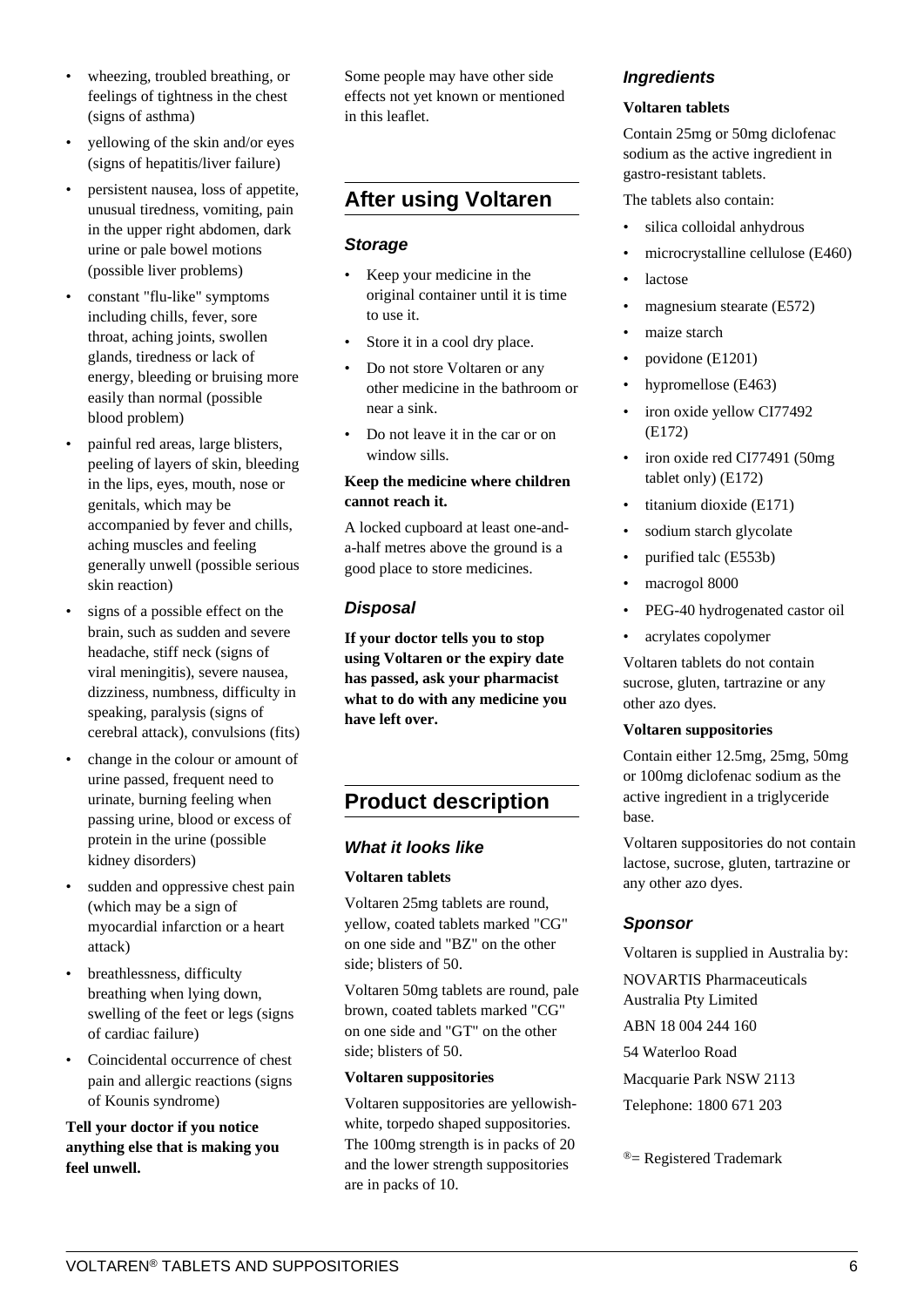- wheezing, troubled breathing, or feelings of tightness in the chest (signs of asthma)
- yellowing of the skin and/or eyes (signs of hepatitis/liver failure)
- persistent nausea, loss of appetite, unusual tiredness, vomiting, pain in the upper right abdomen, dark urine or pale bowel motions (possible liver problems)
- constant "flu-like" symptoms including chills, fever, sore throat, aching joints, swollen glands, tiredness or lack of energy, bleeding or bruising more easily than normal (possible blood problem)
- painful red areas, large blisters, peeling of layers of skin, bleeding in the lips, eyes, mouth, nose or genitals, which may be accompanied by fever and chills, aching muscles and feeling generally unwell (possible serious skin reaction)
- signs of a possible effect on the brain, such as sudden and severe headache, stiff neck (signs of viral meningitis), severe nausea, dizziness, numbness, difficulty in speaking, paralysis (signs of cerebral attack), convulsions (fits)
- change in the colour or amount of urine passed, frequent need to urinate, burning feeling when passing urine, blood or excess of protein in the urine (possible kidney disorders)
- sudden and oppressive chest pain (which may be a sign of myocardial infarction or a heart attack)
- breathlessness, difficulty breathing when lying down, swelling of the feet or legs (signs of cardiac failure)
- Coincidental occurrence of chest pain and allergic reactions (signs of Kounis syndrome)

**Tell your doctor if you notice anything else that is making you feel unwell.**

Some people may have other side effects not yet known or mentioned in this leaflet.

## After using Voltaren

### *Storage*

- Keep your medicine in the original container until it is time to use it.
- Store it in a cool dry place.
- Do not store Voltaren or any other medicine in the bathroom or near a sink.
- Do not leave it in the car or on window sills.

**Keep the medicine where children cannot reach it.**

A locked cupboard at least one-and-a-half metres above the ground is a good place to store medicines.

### *Disposal*

**If your doctor tells you to stop using Voltaren or the expiry date has passed, ask your pharmacist what to do with any medicine you have left over.**

## Product description

### *What it looks like*

**Voltaren tablets**

Voltaren 25mg tablets are round, yellow, coated tablets marked "CG" on one side and "BZ" on the other side; blisters of 50.

Voltaren 50mg tablets are round, pale brown, coated tablets marked "CG" on one side and "GT" on the other side; blisters of 50.

**Voltaren suppositories**

Voltaren suppositories are yellowish-white, torpedo shaped suppositories. The 100mg strength is in packs of 20 and the lower strength suppositories are in packs of 10.

### *Ingredients*

**Voltaren tablets**

Contain 25mg or 50mg diclofenac sodium as the active ingredient in gastro-resistant tablets.

The tablets also contain:

- silica colloidal anhydrous
- microcrystalline cellulose (E460)
- lactose
- magnesium stearate (E572)
- maize starch
- povidone (E1201)
- hypromellose (E463)
- iron oxide yellow CI77492 (E172)
- iron oxide red CI77491 (50mg tablet only) (E172)
- titanium dioxide (E171)
- sodium starch glycolate
- purified talc (E553b)
- macrogol 8000
- PEG-40 hydrogenated castor oil
- acrylates copolymer

Voltaren tablets do not contain sucrose, gluten, tartrazine or any other azo dyes.

**Voltaren suppositories**

Contain either 12.5mg, 25mg, 50mg or 100mg diclofenac sodium as the active ingredient in a triglyceride base.

Voltaren suppositories do not contain lactose, sucrose, gluten, tartrazine or any other azo dyes.

### *Sponsor*

Voltaren is supplied in Australia by:

NOVARTIS Pharmaceuticals Australia Pty Limited

ABN 18 004 244 160

54 Waterloo Road

Macquarie Park NSW 2113

Telephone: 1800 671 203

® = Registered Trademark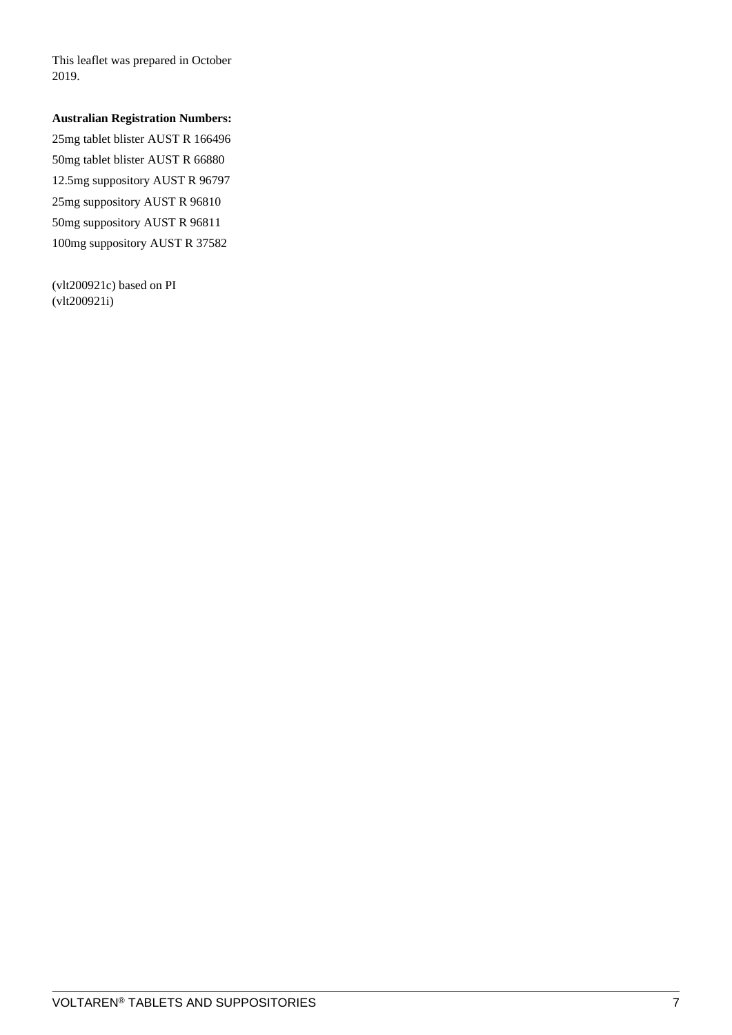This leaflet was prepared in October 2019.

**Australian Registration Numbers:**

25mg tablet blister AUST R 166496

50mg tablet blister AUST R 66880

12.5mg suppository AUST R 96797

25mg suppository AUST R 96810

50mg suppository AUST R 96811

100mg suppository AUST R 37582

(vlt200921c) based on PI (vlt200921i)